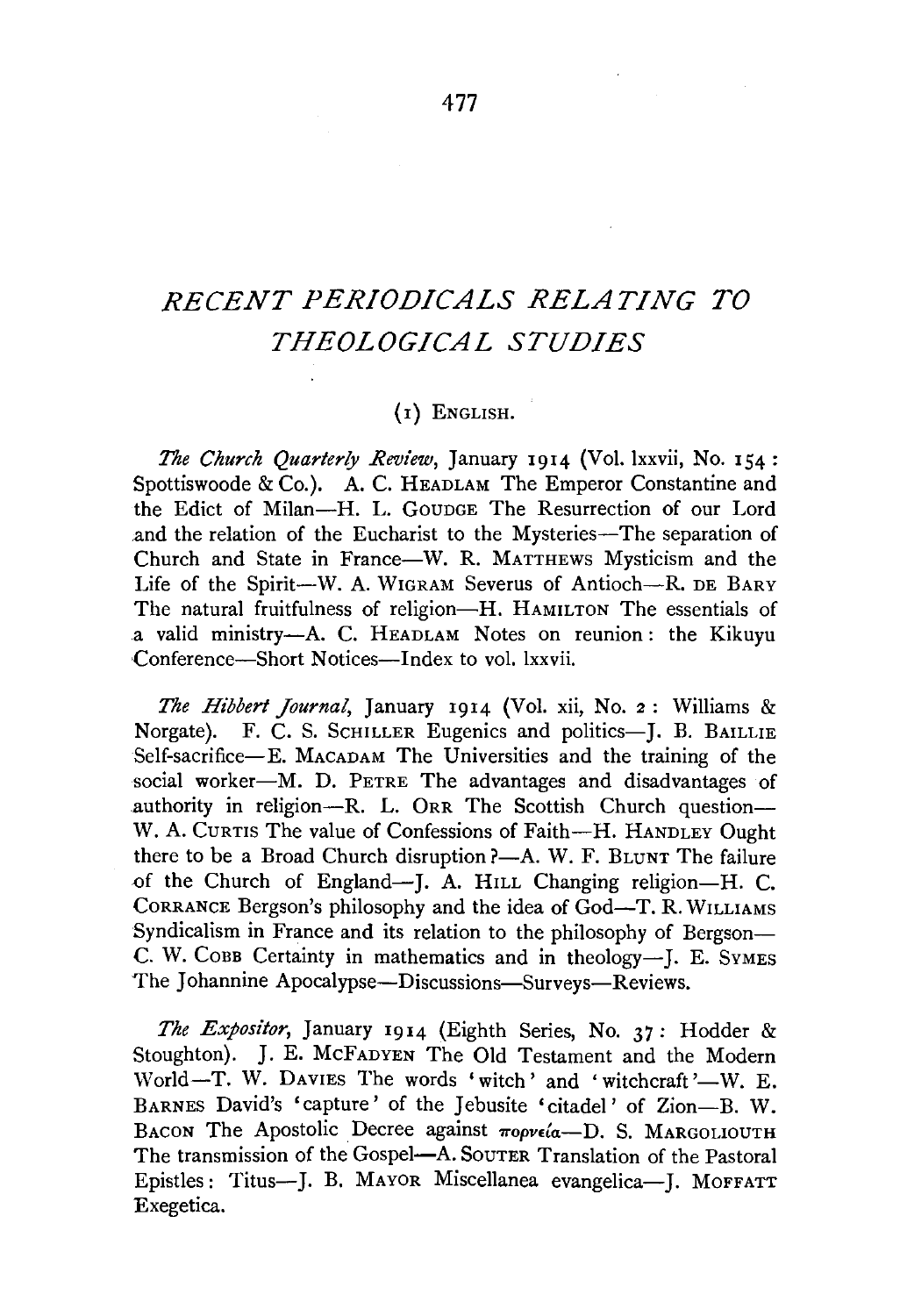# *RECENT PERIODICALS RELATING TO THEOLOGICAL STUDIES*

## (1) ENGLISH.

*The Church Quarterly Review*, January 1914 (Vol. lxxvii, No. 154: Spottiswoode & Co.). A. C. HEADLAM The Emperor Constantine and the Edict of Milan—H. L. GOUDGE The Resurrection of our Lord and the relation of the Eucharist to the Mysteries—The separation of Church and State in France—W. R. MATTHEWS Mysticism and the Life of the Spirit—W. A. WIGRAM Severus of Antioch—R. DE BARY The natural fruitfulness of religion—H. HAMILTON The essentials of a valid ministry—A. C. HEADLAM Notes on reunion: the Kikuyu Conference—Short Notices—Index to vol. lxxvii.

*The Hibbert Journal*, January 1914 (Vol. xii, No. 2: Williams & Norgate). F. C. S. SCHILLER Eugenics and politics—J. B. BAILLIE Self-sacrifice—E. MACADAM The Universities and the training of the social worker—M. D. PETRE The advantages and disadvantages of authority in religion—R. L. ORR The Scottish Church question—W. A. CURTIS The value of Confessions of Faith—H. HANDLEY Ought there to be a Broad Church disruption?—A. W. F. BLUNT The failure of the Church of England—J. A. HILL Changing religion—H. C. CORRANCE Bergson's philosophy and the idea of God—T. R. WILLIAMS Syndicalism in France and its relation to the philosophy of Bergson—C. W. COBB Certainty in mathematics and in theology—J. E. SYMES The Johannine Apocalypse—Discussions—Surveys—Reviews.

*The Expositor*, January 1914 (Eighth Series, No. 37: Hodder & Stoughton). J. E. MCFADYEN The Old Testament and the Modern World—T. W. DAVIES The words 'witch' and 'witchcraft'—W. E. BARNES David's 'capture' of the Jebusite 'citadel' of Zion—B. W. BACON The Apostolic Decree against πορνεία—D. S. MARGOLIOUTH The transmission of the Gospel—A. SOUTER Translation of the Pastoral Epistles: Titus—J. B. MAYOR Miscellanea evangelica—J. MOFFATT Exegetica.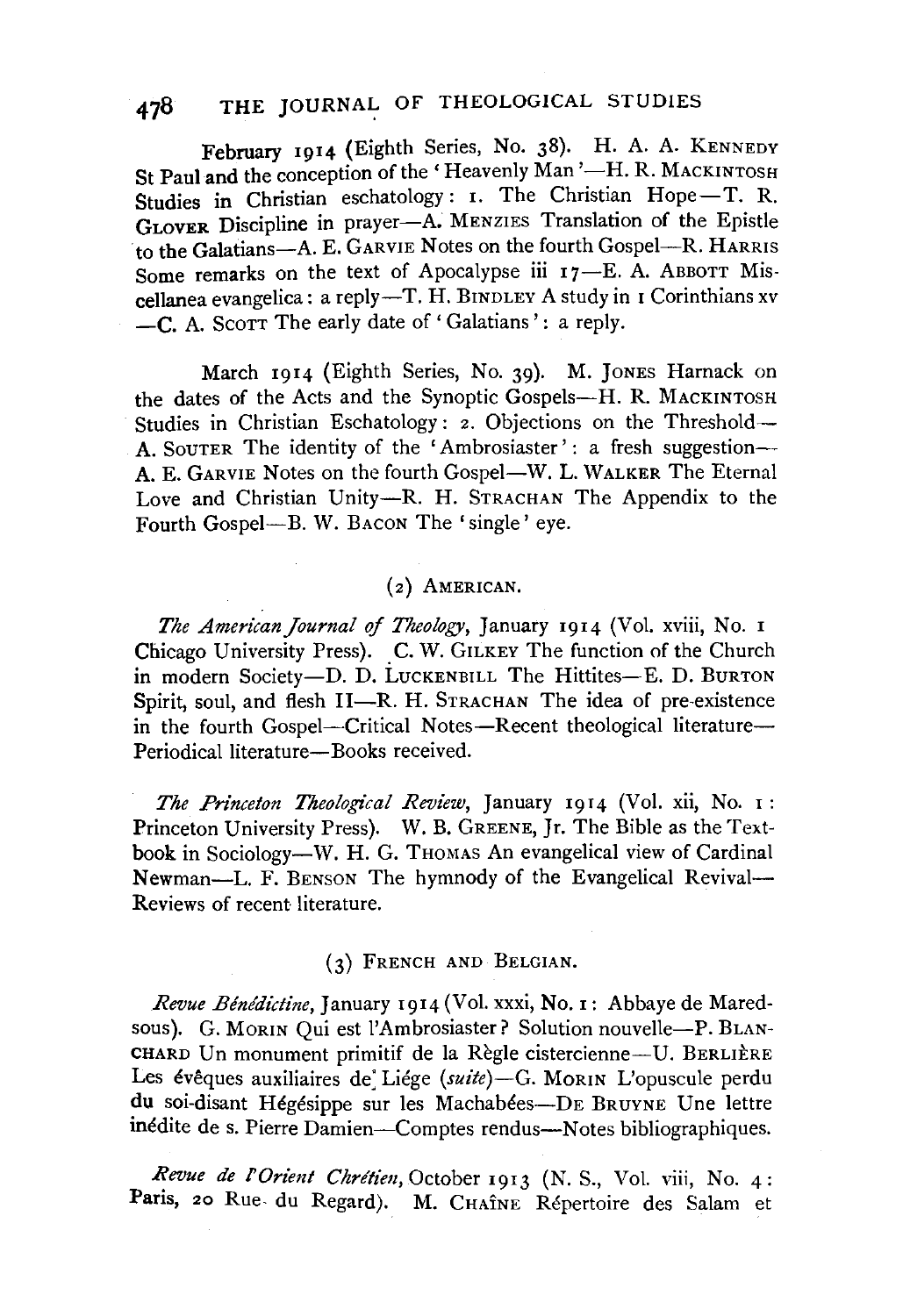February 1914 (Eighth Series, No. 38). H. A. A. KENNEDY St Paul and the conception of the 'Heavenly Man'—H. R. MACKINTOSH Studies in Christian eschatology: 1. The Christian Hope—T. R. GLOVER Discipline in prayer—A. MENZIES Translation of the Epistle to the Galatians—A. E. GARVIE Notes on the fourth Gospel—R. HARRIS Some remarks on the text of Apocalypse iii 17—E. A. ABBOTT Miscellanea evangelica: a reply—T. H. BINDLEY A study in 1 Corinthians xv—C. A. SCOTT The early date of 'Galatians': a reply.

March 1914 (Eighth Series, No. 39). M. JONES Harnack on the dates of the Acts and the Synoptic Gospels—H. R. MACKINTOSH Studies in Christian Eschatology: 2. Objections on the Threshold—A. SOUTER The identity of the 'Ambrosiaster': a fresh suggestion—A. E. GARVIE Notes on the fourth Gospel—W. L. WALKER The Eternal Love and Christian Unity—R. H. STRACHAN The Appendix to the Fourth Gospel—B. W. BACON The 'single' eye.

## (2) AMERICAN.

*The American Journal of Theology*, January 1914 (Vol. xviii, No. 1 Chicago University Press). C. W. GILKEY The function of the Church in modern Society—D. D. LUCKENBILL The Hittites—E. D. BURTON Spirit, soul, and flesh II—R. H. STRACHAN The idea of pre-existence in the fourth Gospel—Critical Notes—Recent theological literature—Periodical literature—Books received.

*The Princeton Theological Review*, January 1914 (Vol. xii, No. 1: Princeton University Press). W. B. GREENE, Jr. The Bible as the Textbook in Sociology—W. H. G. THOMAS An evangelical view of Cardinal Newman—L. F. BENSON The hymnody of the Evangelical Revival—Reviews of recent literature.

## (3) FRENCH AND BELGIAN.

*Revue Bénédictine*, January 1914 (Vol. xxxi, No. 1: Abbaye de Maredsous). G. MORIN Qui est l'Ambrosiaster? Solution nouvelle—P. BLANCHARD Un monument primitif de la Règle cistercienne—U. BERLIÈRE Les évêques auxiliaires de Liége (*suite*)—G. MORIN L'opuscule perdu du soi-disant Hégésippe sur les Machabées—DE BRUYNE Une lettre inédite de s. Pierre Damien—Comptes rendus—Notes bibliographiques.

*Revue de l'Orient Chrétien*, October 1913 (N. S., Vol. viii, No. 4: Paris, 20 Rue du Regard). M. CHAÎNE Répertoire des Salam et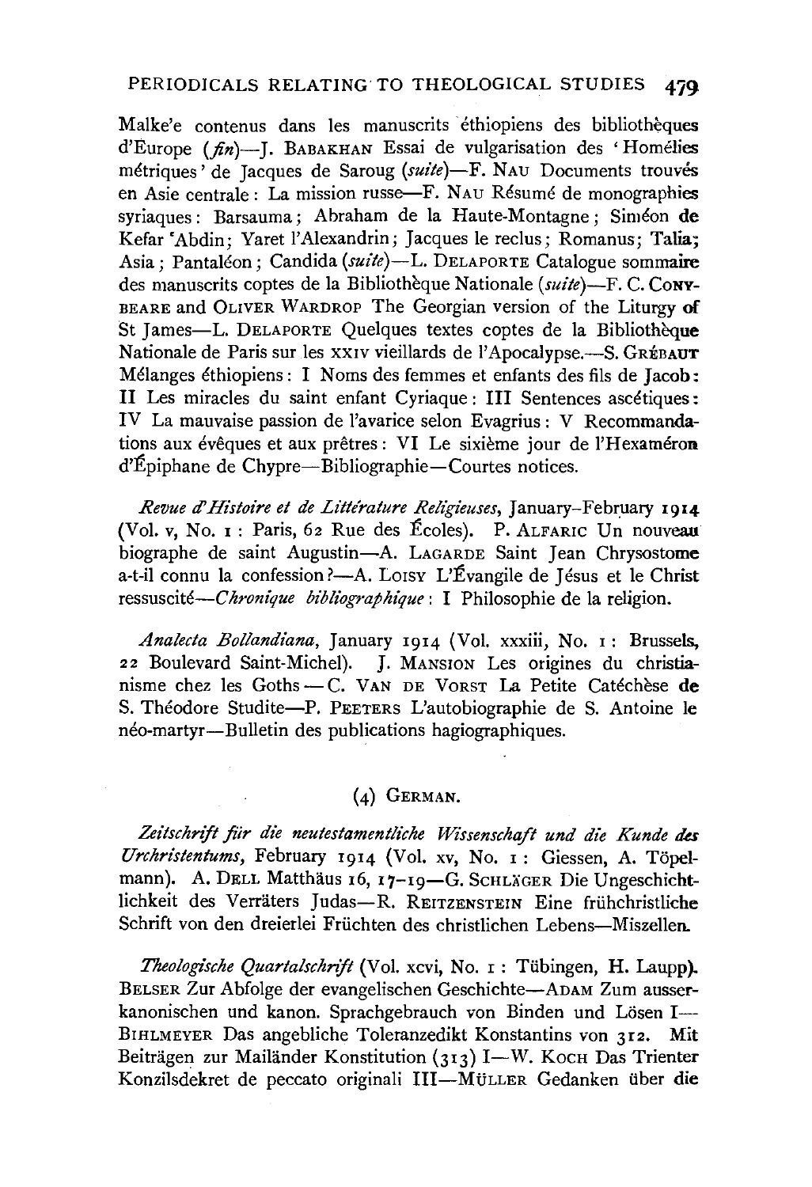Malke'e contenus dans les manuscrits éthiopiens des bibliothèques d'Europe (*fin*)—J. Babakhan Essai de vulgarisation des 'Homélies métriques' de Jacques de Saroug (*suite*)—F. Nau Documents trouvés en Asie centrale : La mission russe—F. Nau Résumé de monographies syriaques : Barsauma ; Abraham de la Haute-Montagne ; Siméon de Kefar 'Abdin ; Yaret l'Alexandrin ; Jacques le reclus ; Romanus ; Talia ; Asia ; Pantaléon ; Candida (*suite*)—L. Delaporte Catalogue sommaire des manuscrits coptes de la Bibliothèque Nationale (*suite*)—F. C. Conybeare and Oliver Wardrop The Georgian version of the Liturgy of St James—L. Delaporte Quelques textes coptes de la Bibliothèque Nationale de Paris sur les XXIV vieillards de l'Apocalypse.—S. Grébaut Mélanges éthiopiens : I Noms des femmes et enfants des fils de Jacob : II Les miracles du saint enfant Cyriaque : III Sentences ascétiques : IV La mauvaise passion de l'avarice selon Evagrius : V Recommandations aux évêques et aux prêtres : VI Le sixième jour de l'Hexaméron d'Épiphane de Chypre—Bibliographie—Courtes notices.

*Revue d'Histoire et de Littérature Religieuses*, January–February 1914 (Vol. v, No. 1 : Paris, 62 Rue des Écoles). P. Alfaric Un nouveau biographe de saint Augustin—A. Lagarde Saint Jean Chrysostome a-t-il connu la confession ?—A. Loisy L'Évangile de Jésus et le Christ ressuscité—*Chronique bibliographique* : I Philosophie de la religion.

*Analecta Bollandiana*, January 1914 (Vol. xxxiii, No. 1 : Brussels, 22 Boulevard Saint-Michel). J. Mansion Les origines du christianisme chez les Goths — C. Van de Vorst La Petite Catéchèse de S. Théodore Studite—P. Peeters L'autobiographie de S. Antoine le néo-martyr—Bulletin des publications hagiographiques.

## (4) German.

*Zeitschrift für die neutestamentliche Wissenschaft und die Kunde des Urchristentums*, February 1914 (Vol. xv, No. 1 : Giessen, A. Töpelmann). A. Dell Matthäus 16, 17–19—G. Schläger Die Ungeschichtlichkeit des Verräters Judas—R. Reitzenstein Eine frühchristliche Schrift von den dreierlei Früchten des christlichen Lebens—Miszellen.

*Theologische Quartalschrift* (Vol. xcvi, No. 1 : Tübingen, H. Laupp). Belser Zur Abfolge der evangelischen Geschichte—Adam Zum ausserkanonischen und kanon. Sprachgebrauch von Binden und Lösen I—Bihlmeyer Das angebliche Toleranzedikt Konstantins von 312. Mit Beiträgen zur Mailänder Konstitution (313) I—W. Koch Das Trienter Konzilsdekret de peccato originali III—Müller Gedanken über die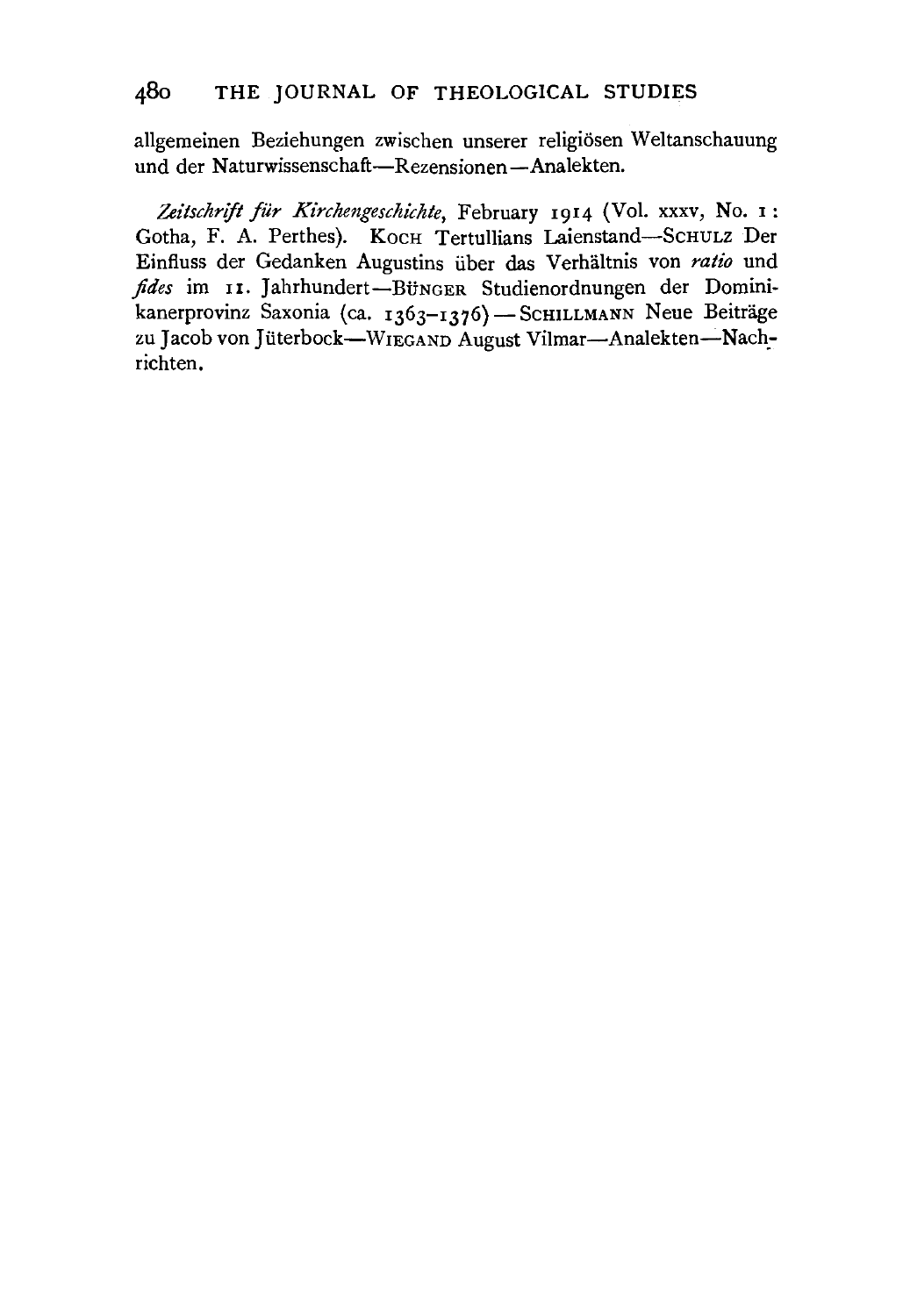allgemeinen Beziehungen zwischen unserer religiösen Weltanschauung und der Naturwissenschaft—Rezensionen—Analekten.

*Zeitschrift für Kirchengeschichte*, February 1914 (Vol. xxxv, No. 1: Gotha, F. A. Perthes). KOCH Tertullians Laienstand—SCHULZ Der Einfluss der Gedanken Augustins über das Verhältnis von *ratio* und *fides* im 11. Jahrhundert—BÜNGER Studienordnungen der Dominikanerprovinz Saxonia (ca. 1363–1376)—SCHILLMANN Neue Beiträge zu Jacob von Jüterbock—WIEGAND August Vilmar—Analekten—Nachrichten.